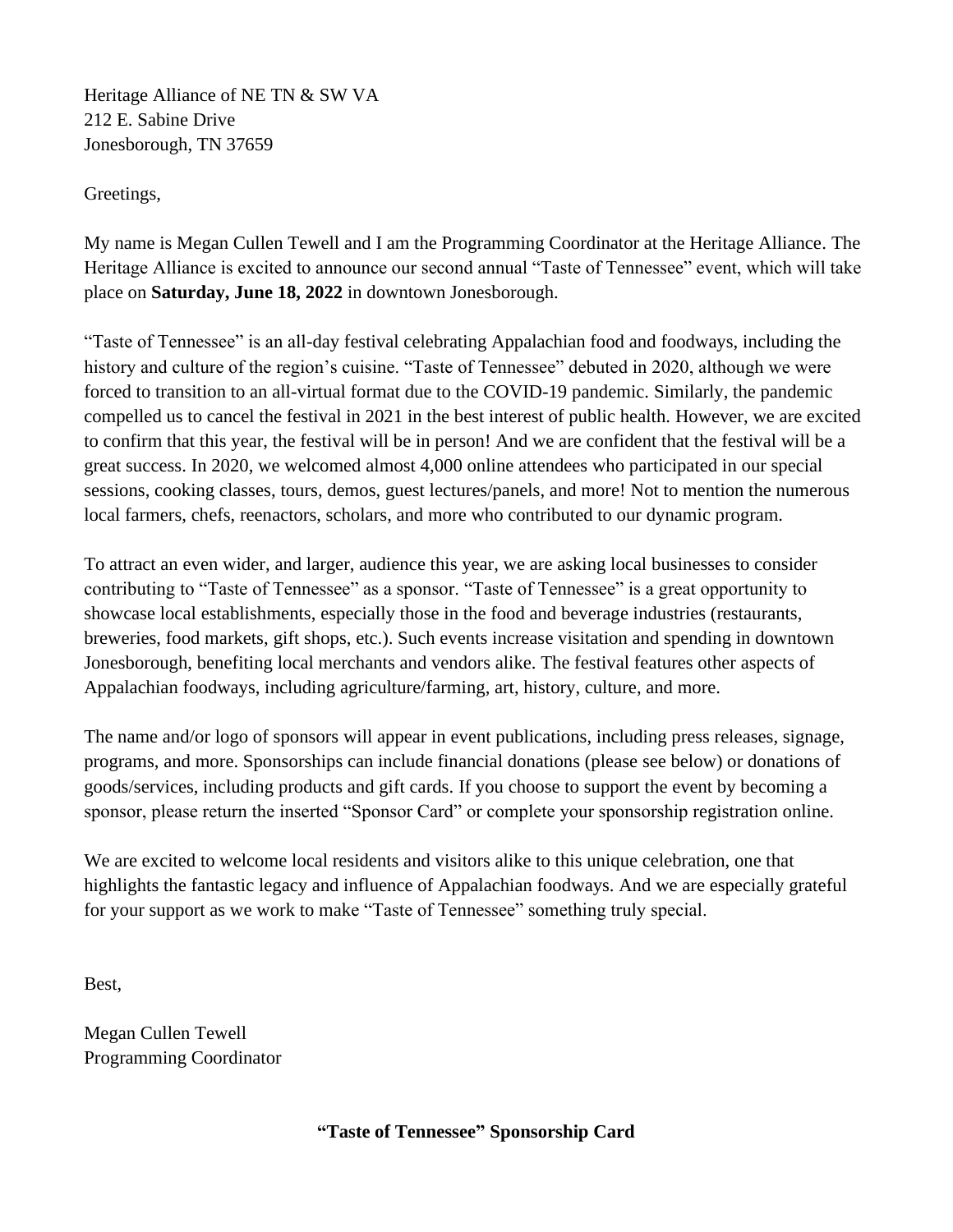Heritage Alliance of NE TN & SW VA
212 E. Sabine Drive
Jonesborough, TN 37659

Greetings,

My name is Megan Cullen Tewell and I am the Programming Coordinator at the Heritage Alliance. The Heritage Alliance is excited to announce our second annual "Taste of Tennessee" event, which will take place on **Saturday, June 18, 2022** in downtown Jonesborough.

"Taste of Tennessee" is an all-day festival celebrating Appalachian food and foodways, including the history and culture of the region's cuisine. "Taste of Tennessee" debuted in 2020, although we were forced to transition to an all-virtual format due to the COVID-19 pandemic. Similarly, the pandemic compelled us to cancel the festival in 2021 in the best interest of public health. However, we are excited to confirm that this year, the festival will be in person! And we are confident that the festival will be a great success. In 2020, we welcomed almost 4,000 online attendees who participated in our special sessions, cooking classes, tours, demos, guest lectures/panels, and more! Not to mention the numerous local farmers, chefs, reenactors, scholars, and more who contributed to our dynamic program.

To attract an even wider, and larger, audience this year, we are asking local businesses to consider contributing to "Taste of Tennessee" as a sponsor. "Taste of Tennessee" is a great opportunity to showcase local establishments, especially those in the food and beverage industries (restaurants, breweries, food markets, gift shops, etc.). Such events increase visitation and spending in downtown Jonesborough, benefiting local merchants and vendors alike. The festival features other aspects of Appalachian foodways, including agriculture/farming, art, history, culture, and more.

The name and/or logo of sponsors will appear in event publications, including press releases, signage, programs, and more. Sponsorships can include financial donations (please see below) or donations of goods/services, including products and gift cards. If you choose to support the event by becoming a sponsor, please return the inserted "Sponsor Card" or complete your sponsorship registration online.

We are excited to welcome local residents and visitors alike to this unique celebration, one that highlights the fantastic legacy and influence of Appalachian foodways. And we are especially grateful for your support as we work to make "Taste of Tennessee" something truly special.

Best,

Megan Cullen Tewell
Programming Coordinator

**"Taste of Tennessee" Sponsorship Card**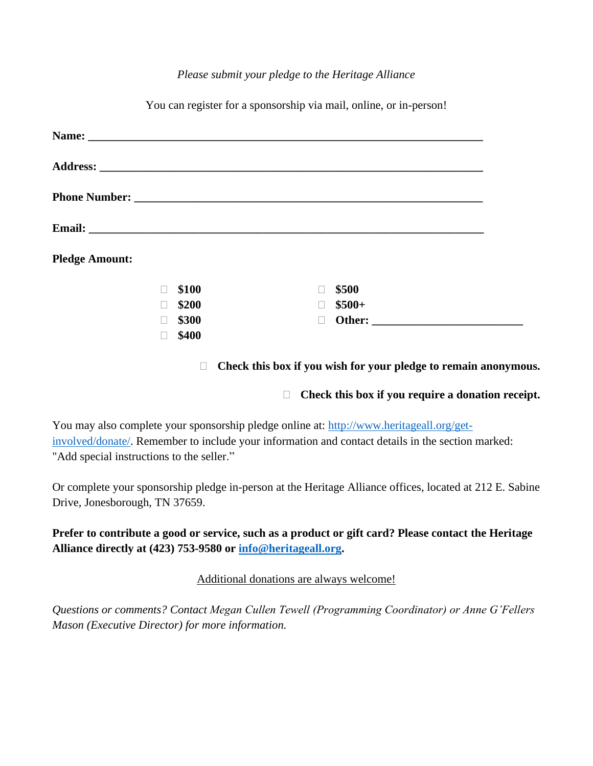*Please submit your pledge to the Heritage Alliance*

You can register for a sponsorship via mail, online, or in-person!

**Name: ______________________________________________________________**

**Address: ____________________________________________________________**

**Phone Number: _______________________________________________________**

**Email: ______________________________________________________________**

**Pledge Amount:**

- ☐ **$100**
- ☐ **$200**
- ☐ **$300**
- ☐ **$400**
- ☐ **$500**
- ☐ **$500+**
- ☐ **Other: ________________________**

☐ **Check this box if you wish for your pledge to remain anonymous.**

☐ **Check this box if you require a donation receipt.**

You may also complete your sponsorship pledge online at: http://www.heritageall.org/get-involved/donate/. Remember to include your information and contact details in the section marked: "Add special instructions to the seller."

Or complete your sponsorship pledge in-person at the Heritage Alliance offices, located at 212 E. Sabine Drive, Jonesborough, TN 37659.

**Prefer to contribute a good or service, such as a product or gift card? Please contact the Heritage Alliance directly at (423) 753-9580 or info@heritageall.org.**

Additional donations are always welcome!

*Questions or comments? Contact Megan Cullen Tewell (Programming Coordinator) or Anne G'Fellers Mason (Executive Director) for more information.*